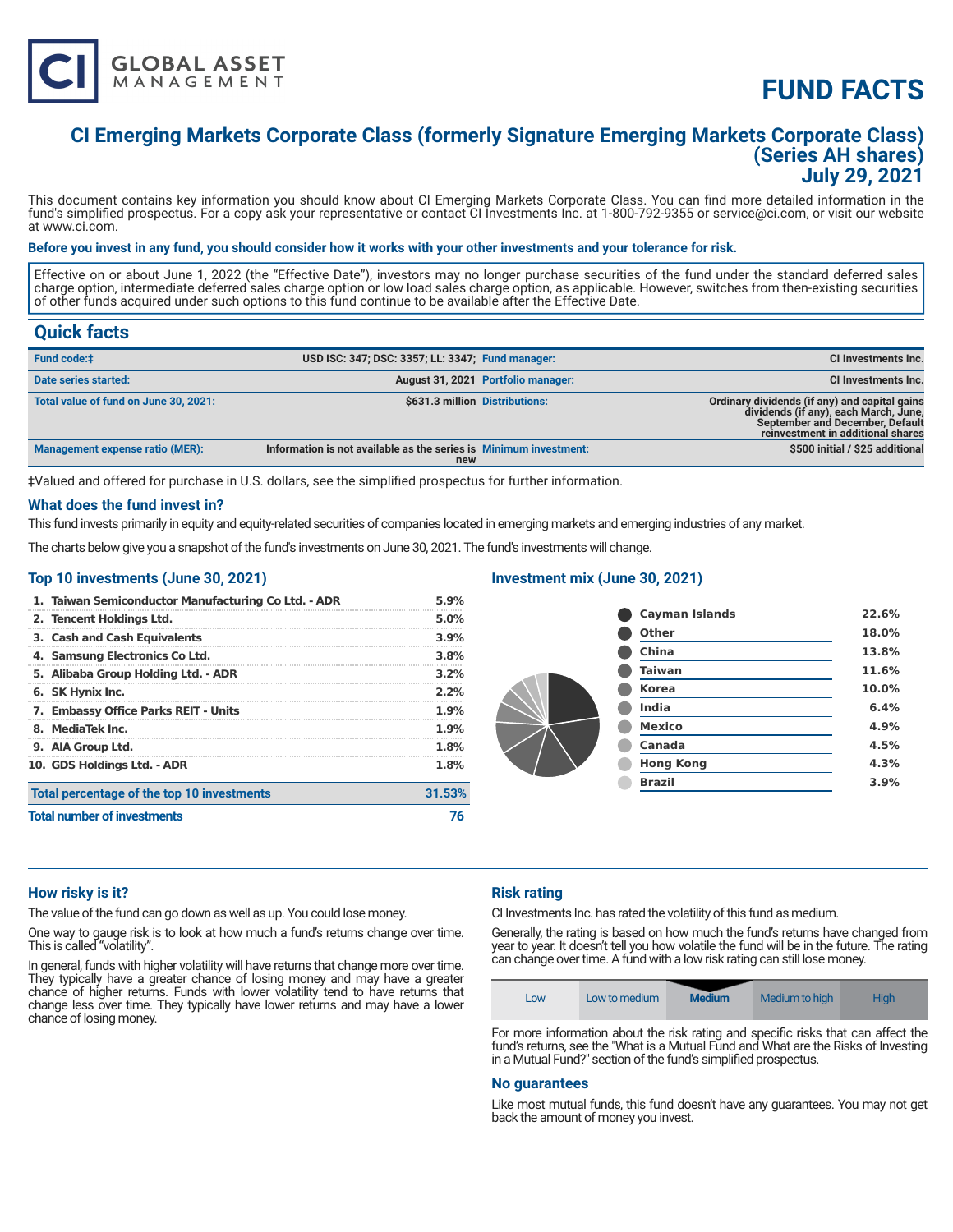# FUND FACTS

CI GLOBAL ASSET MANAGEMENT

## CI Emerging Markets Corporate Class (formerly Signature Emerging Markets Corporate Class) (Series AH shares) July 29, 2021

This document contains key information you should know about CI Emerging Markets Corporate Class. You can find more detailed information in the fund's simplified prospectus. For a copy ask your representative or contact CI Investments Inc. at 1-800-792-9355 or service@ci.com, or visit our website at www.ci.com.

**Before you invest in any fund, you should consider how it works with your other investments and your tolerance for risk.**

Effective on or about June 1, 2022 (the "Effective Date"), investors may no longer purchase securities of the fund under the standard deferred sales charge option, intermediate deferred sales charge option or low load sales charge option, as applicable. However, switches from then-existing securities of other funds acquired under such options to this fund continue to be available after the Effective Date.

## Quick facts

| | | | |
|---|---|---|---|
| **Fund code:‡** | USD ISC: 347; DSC: 3357; LL: 3347; | **Fund manager:** | CI Investments Inc. |
| **Date series started:** | August 31, 2021 | **Portfolio manager:** | CI Investments Inc. |
| **Total value of fund on June 30, 2021:** | $631.3 million | **Distributions:** | Ordinary dividends (if any) and capital gains dividends (if any), each March, June, September and December, Default reinvestment in additional shares |
| **Management expense ratio (MER):** | Information is not available as the series is new | **Minimum investment:** | $500 initial / $25 additional |

‡Valued and offered for purchase in U.S. dollars, see the simplified prospectus for further information.

### What does the fund invest in?

This fund invests primarily in equity and equity-related securities of companies located in emerging markets and emerging industries of any market.

The charts below give you a snapshot of the fund's investments on June 30, 2021. The fund's investments will change.

### Top 10 investments (June 30, 2021)

| | |
|---|---|
| 1. Taiwan Semiconductor Manufacturing Co Ltd. - ADR | 5.9% |
| 2. Tencent Holdings Ltd. | 5.0% |
| 3. Cash and Cash Equivalents | 3.9% |
| 4. Samsung Electronics Co Ltd. | 3.8% |
| 5. Alibaba Group Holding Ltd. - ADR | 3.2% |
| 6. SK Hynix Inc. | 2.2% |
| 7. Embassy Office Parks REIT - Units | 1.9% |
| 8. MediaTek Inc. | 1.9% |
| 9. AIA Group Ltd. | 1.8% |
| 10. GDS Holdings Ltd. - ADR | 1.8% |
| **Total percentage of the top 10 investments** | **31.53%** |
| **Total number of investments** | **76** |

### Investment mix (June 30, 2021)

| | |
|---|---|
| Cayman Islands | 22.6% |
| Other | 18.0% |
| China | 13.8% |
| Taiwan | 11.6% |
| Korea | 10.0% |
| India | 6.4% |
| Mexico | 4.9% |
| Canada | 4.5% |
| Hong Kong | 4.3% |
| Brazil | 3.9% |

### How risky is it?

The value of the fund can go down as well as up. You could lose money.

One way to gauge risk is to look at how much a fund's returns change over time. This is called "volatility".

In general, funds with higher volatility will have returns that change more over time. They typically have a greater chance of losing money and may have a greater chance of higher returns. Funds with lower volatility tend to have returns that change less over time. They typically have lower returns and may have a lower chance of losing money.

### Risk rating

CI Investments Inc. has rated the volatility of this fund as medium.

Generally, the rating is based on how much the fund's returns have changed from year to year. It doesn't tell you how volatile the fund will be in the future. The rating can change over time. A fund with a low risk rating can still lose money.

| Low | Low to medium | **Medium** | Medium to high | High |
|---|---|---|---|---|

For more information about the risk rating and specific risks that can affect the fund's returns, see the "What is a Mutual Fund and What are the Risks of Investing in a Mutual Fund?" section of the fund's simplified prospectus.

### No guarantees

Like most mutual funds, this fund doesn't have any guarantees. You may not get back the amount of money you invest.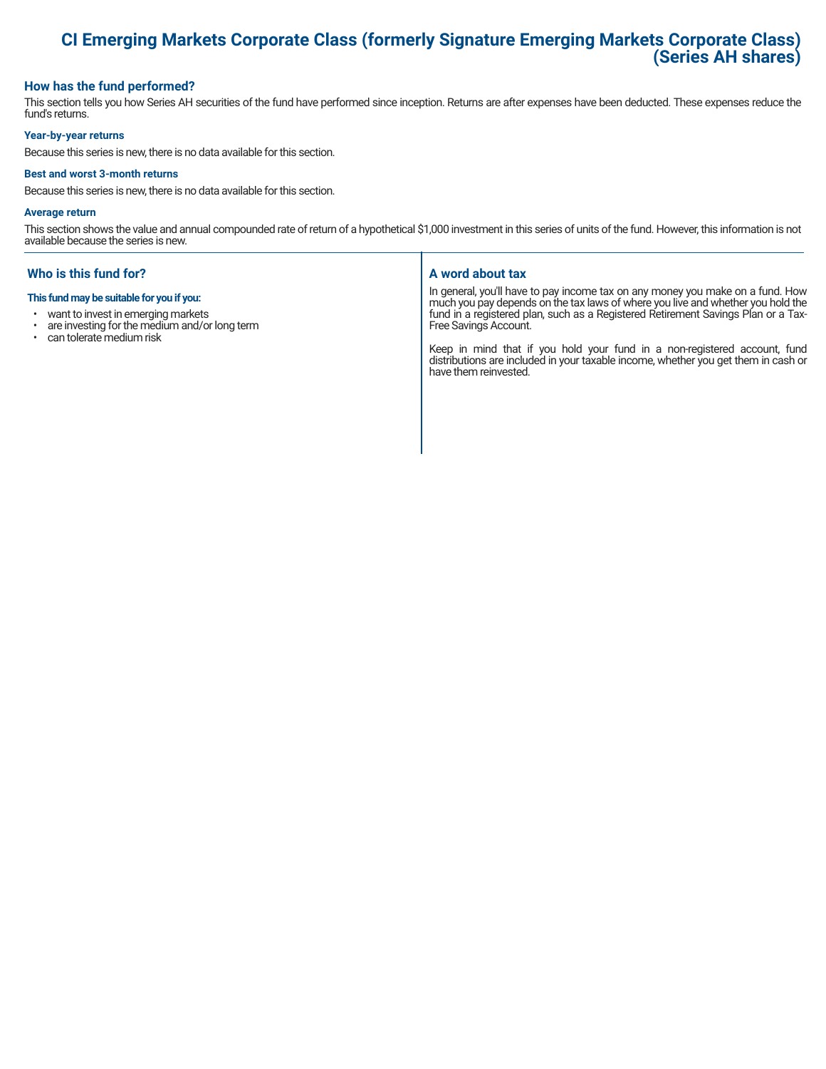# CI Emerging Markets Corporate Class (formerly Signature Emerging Markets Corporate Class) (Series AH shares)

## How has the fund performed?

This section tells you how Series AH securities of the fund have performed since inception. Returns are after expenses have been deducted. These expenses reduce the fund's returns.

### Year-by-year returns

Because this series is new, there is no data available for this section.

### Best and worst 3-month returns

Because this series is new, there is no data available for this section.

### Average return

This section shows the value and annual compounded rate of return of a hypothetical $1,000 investment in this series of units of the fund. However, this information is not available because the series is new.

## Who is this fund for?

**This fund may be suitable for you if you:**

- want to invest in emerging markets
- are investing for the medium and/or long term
- can tolerate medium risk

## A word about tax

In general, you'll have to pay income tax on any money you make on a fund. How much you pay depends on the tax laws of where you live and whether you hold the fund in a registered plan, such as a Registered Retirement Savings Plan or a Tax-Free Savings Account.

Keep in mind that if you hold your fund in a non-registered account, fund distributions are included in your taxable income, whether you get them in cash or have them reinvested.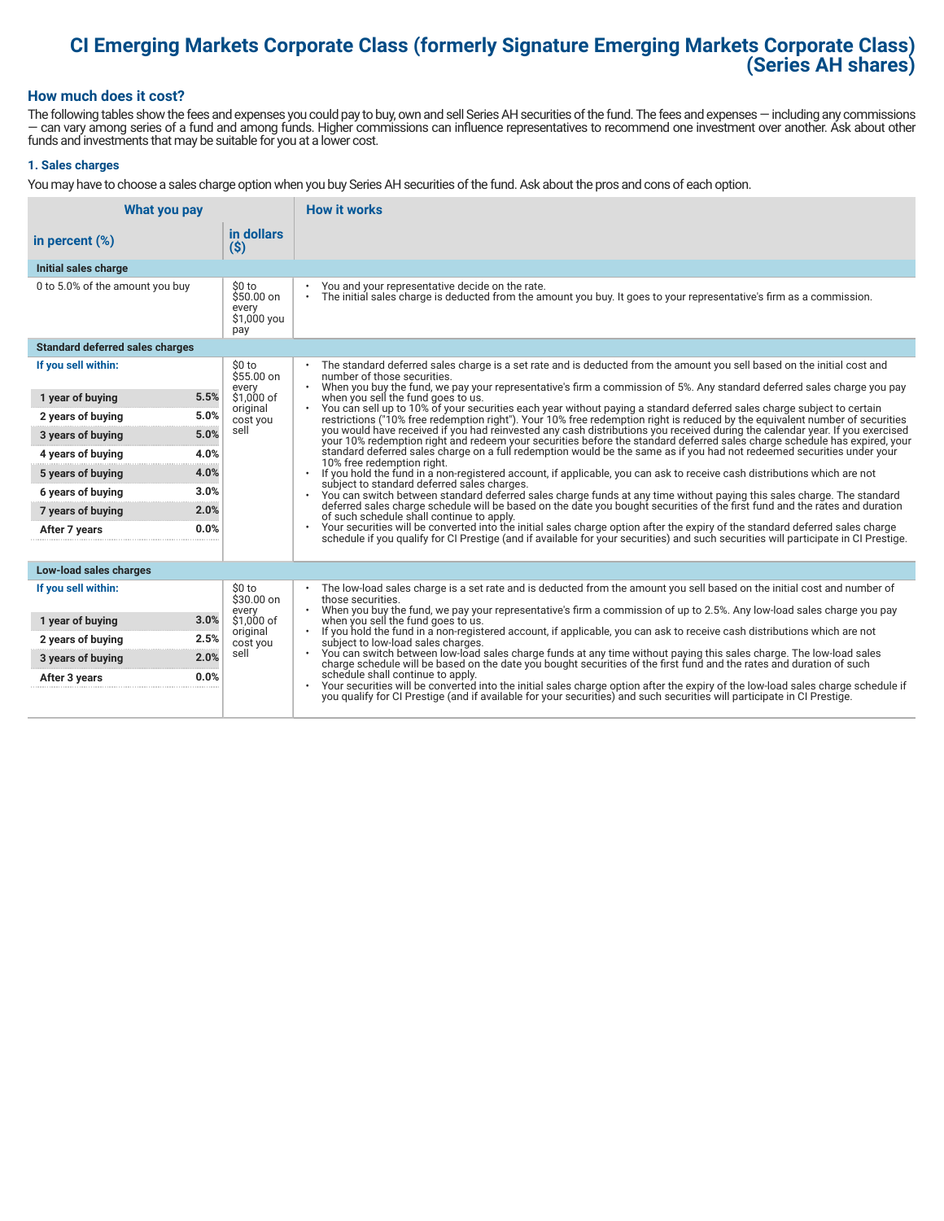# CI Emerging Markets Corporate Class (formerly Signature Emerging Markets Corporate Class) (Series AH shares)

## How much does it cost?

The following tables show the fees and expenses you could pay to buy, own and sell Series AH securities of the fund. The fees and expenses — including any commissions — can vary among series of a fund and among funds. Higher commissions can influence representatives to recommend one investment over another. Ask about other funds and investments that may be suitable for you at a lower cost.

### 1. Sales charges

You may have to choose a sales charge option when you buy Series AH securities of the fund. Ask about the pros and cons of each option.

| What you pay | | | How it works |
|---|---|---|---|
| **in percent (%)** | | **in dollars ($)** | |
| **Initial sales charge** | | | |
| 0 to 5.0% of the amount you buy | | $0 to $50.00 on every $1,000 you pay | • You and your representative decide on the rate.<br>• The initial sales charge is deducted from the amount you buy. It goes to your representative's firm as a commission. |
| **Standard deferred sales charges** | | | |
| **If you sell within:** | | $0 to $55.00 on every $1,000 of original cost you sell | • The standard deferred sales charge is a set rate and is deducted from the amount you sell based on the initial cost and number of those securities.<br>• When you buy the fund, we pay your representative's firm a commission of 5%. Any standard deferred sales charge you pay when you sell the fund goes to us.<br>• You can sell up to 10% of your securities each year without paying a standard deferred sales charge subject to certain restrictions ("10% free redemption right"). Your 10% free redemption right is reduced by the equivalent number of securities you would have received if you had reinvested any cash distributions you received during the calendar year. If you exercised your 10% redemption right and redeem your securities before the standard deferred sales charge schedule has expired, your standard deferred sales charge on a full redemption would be the same as if you had not redeemed securities under your 10% free redemption right.<br>• If you hold the fund in a non-registered account, if applicable, you can ask to receive cash distributions which are not subject to standard deferred sales charges.<br>• You can switch between standard deferred sales charge funds at any time without paying this sales charge. The standard deferred sales charge schedule will be based on the date you bought securities of the first fund and the rates and duration of such schedule shall continue to apply.<br>• Your securities will be converted into the initial sales charge option after the expiry of the standard deferred sales charge schedule if you qualify for CI Prestige (and if available for your securities) and such securities will participate in CI Prestige. |
| **1 year of buying** | **5.5%** | | |
| **2 years of buying** | **5.0%** | | |
| **3 years of buying** | **5.0%** | | |
| **4 years of buying** | **4.0%** | | |
| **5 years of buying** | **4.0%** | | |
| **6 years of buying** | **3.0%** | | |
| **7 years of buying** | **2.0%** | | |
| **After 7 years** | **0.0%** | | |
| **Low-load sales charges** | | | |
| **If you sell within:** | | $0 to $30.00 on every $1,000 of original cost you sell | • The low-load sales charge is a set rate and is deducted from the amount you sell based on the initial cost and number of those securities.<br>• When you buy the fund, we pay your representative's firm a commission of up to 2.5%. Any low-load sales charge you pay when you sell the fund goes to us.<br>• If you hold the fund in a non-registered account, if applicable, you can ask to receive cash distributions which are not subject to low-load sales charges.<br>• You can switch between low-load sales charge funds at any time without paying this sales charge. The low-load sales charge schedule will be based on the date you bought securities of the first fund and the rates and duration of such schedule shall continue to apply.<br>• Your securities will be converted into the initial sales charge option after the expiry of the low-load sales charge schedule if you qualify for CI Prestige (and if available for your securities) and such securities will participate in CI Prestige. |
| **1 year of buying** | **3.0%** | | |
| **2 years of buying** | **2.5%** | | |
| **3 years of buying** | **2.0%** | | |
| **After 3 years** | **0.0%** | | |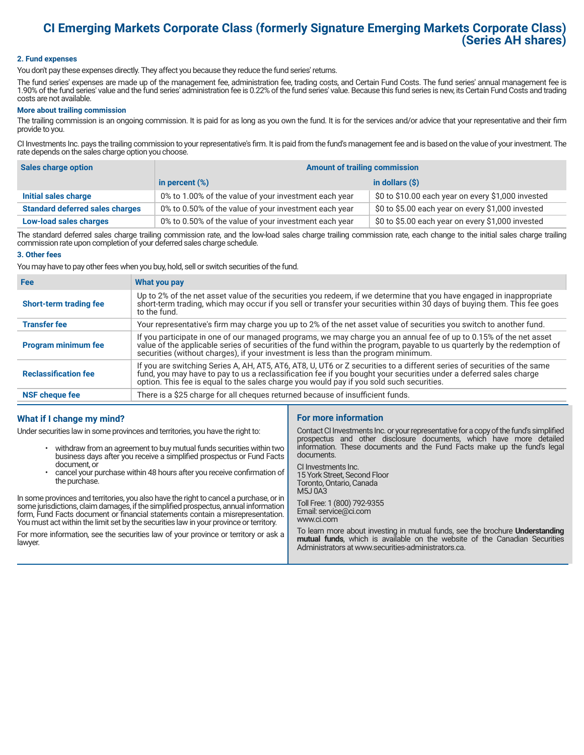# CI Emerging Markets Corporate Class (formerly Signature Emerging Markets Corporate Class) (Series AH shares)

### 2. Fund expenses

You don't pay these expenses directly. They affect you because they reduce the fund series' returns.

The fund series' expenses are made up of the management fee, administration fee, trading costs, and Certain Fund Costs. The fund series' annual management fee is 1.90% of the fund series' value and the fund series' administration fee is 0.22% of the fund series' value. Because this fund series is new, its Certain Fund Costs and trading costs are not available.

### More about trailing commission

The trailing commission is an ongoing commission. It is paid for as long as you own the fund. It is for the services and/or advice that your representative and their firm provide to you.

CI Investments Inc. pays the trailing commission to your representative's firm. It is paid from the fund's management fee and is based on the value of your investment. The rate depends on the sales charge option you choose.

| Sales charge option | Amount of trailing commission | |
|---|---|---|
| | in percent (%) | in dollars ($) |
| Initial sales charge | 0% to 1.00% of the value of your investment each year | $0 to $10.00 each year on every $1,000 invested |
| Standard deferred sales charges | 0% to 0.50% of the value of your investment each year | $0 to $5.00 each year on every $1,000 invested |
| Low-load sales charges | 0% to 0.50% of the value of your investment each year | $0 to $5.00 each year on every $1,000 invested |

The standard deferred sales charge trailing commission rate, and the low-load sales charge trailing commission rate, each change to the initial sales charge trailing commission rate upon completion of your deferred sales charge schedule.

### 3. Other fees

You may have to pay other fees when you buy, hold, sell or switch securities of the fund.

| Fee | What you pay |
|---|---|
| Short-term trading fee | Up to 2% of the net asset value of the securities you redeem, if we determine that you have engaged in inappropriate short-term trading, which may occur if you sell or transfer your securities within 30 days of buying them. This fee goes to the fund. |
| Transfer fee | Your representative's firm may charge you up to 2% of the net asset value of securities you switch to another fund. |
| Program minimum fee | If you participate in one of our managed programs, we may charge you an annual fee of up to 0.15% of the net asset value of the applicable series of securities of the fund within the program, payable to us quarterly by the redemption of securities (without charges), if your investment is less than the program minimum. |
| Reclassification fee | If you are switching Series A, AH, AT5, AT6, AT8, U, UT6 or Z securities to a different series of securities of the same fund, you may have to pay to us a reclassification fee if you bought your securities under a deferred sales charge option. This fee is equal to the sales charge you would pay if you sold such securities. |
| NSF cheque fee | There is a $25 charge for all cheques returned because of insufficient funds. |

## What if I change my mind?

Under securities law in some provinces and territories, you have the right to:

- withdraw from an agreement to buy mutual funds securities within two business days after you receive a simplified prospectus or Fund Facts document, or
- cancel your purchase within 48 hours after you receive confirmation of the purchase.

In some provinces and territories, you also have the right to cancel a purchase, or in some jurisdictions, claim damages, if the simplified prospectus, annual information form, Fund Facts document or financial statements contain a misrepresentation. You must act within the limit set by the securities law in your province or territory.

For more information, see the securities law of your province or territory or ask a lawyer.

## For more information

Contact CI Investments Inc. or your representative for a copy of the fund's simplified prospectus and other disclosure documents, which have more detailed information. These documents and the Fund Facts make up the fund's legal documents.

CI Investments Inc.
15 York Street, Second Floor
Toronto, Ontario, Canada
M5J 0A3

Toll Free: 1 (800) 792-9355
Email: service@ci.com
www.ci.com

To learn more about investing in mutual funds, see the brochure **Understanding mutual funds**, which is available on the website of the Canadian Securities Administrators at www.securities-administrators.ca.